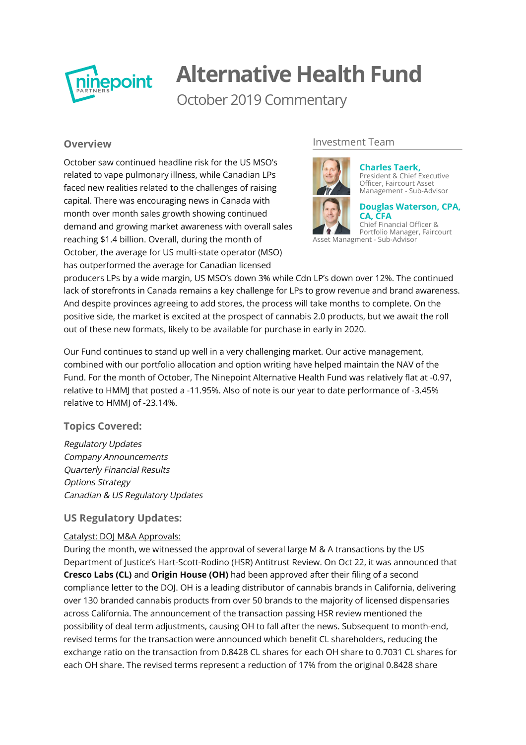ninepoint PARTNERS

# Alternative Health Fund

## October 2019 Commentary

### Investment Team

**Charles Taerk,**
President & Chief Executive Officer, Faircourt Asset Management - Sub-Advisor

**Douglas Waterson, CPA, CA, CFA**
Chief Financial Officer & Portfolio Manager, Faircourt Asset Managment - Sub-Advisor

### Overview

October saw continued headline risk for the US MSO's related to vape pulmonary illness, while Canadian LPs faced new realities related to the challenges of raising capital. There was encouraging news in Canada with month over month sales growth showing continued demand and growing market awareness with overall sales reaching $1.4 billion. Overall, during the month of October, the average for US multi-state operator (MSO) has outperformed the average for Canadian licensed producers LPs by a wide margin, US MSO's down 3% while Cdn LP's down over 12%. The continued lack of storefronts in Canada remains a key challenge for LPs to grow revenue and brand awareness. And despite provinces agreeing to add stores, the process will take months to complete. On the positive side, the market is excited at the prospect of cannabis 2.0 products, but we await the roll out of these new formats, likely to be available for purchase in early in 2020.

Our Fund continues to stand up well in a very challenging market. Our active management, combined with our portfolio allocation and option writing have helped maintain the NAV of the Fund. For the month of October, The Ninepoint Alternative Health Fund was relatively flat at -0.97, relative to HMMJ that posted a -11.95%. Also of note is our year to date performance of -3.45% relative to HMMJ of -23.14%.

### Topics Covered:

*Regulatory Updates*
*Company Announcements*
*Quarterly Financial Results*
*Options Strategy*
*Canadian & US Regulatory Updates*

### US Regulatory Updates:

Catalyst: DOJ M&A Approvals:
During the month, we witnessed the approval of several large M & A transactions by the US Department of Justice's Hart-Scott-Rodino (HSR) Antitrust Review. On Oct 22, it was announced that **Cresco Labs (CL)** and **Origin House (OH)** had been approved after their filing of a second compliance letter to the DOJ. OH is a leading distributor of cannabis brands in California, delivering over 130 branded cannabis products from over 50 brands to the majority of licensed dispensaries across California. The announcement of the transaction passing HSR review mentioned the possibility of deal term adjustments, causing OH to fall after the news. Subsequent to month-end, revised terms for the transaction were announced which benefit CL shareholders, reducing the exchange ratio on the transaction from 0.8428 CL shares for each OH share to 0.7031 CL shares for each OH share. The revised terms represent a reduction of 17% from the original 0.8428 share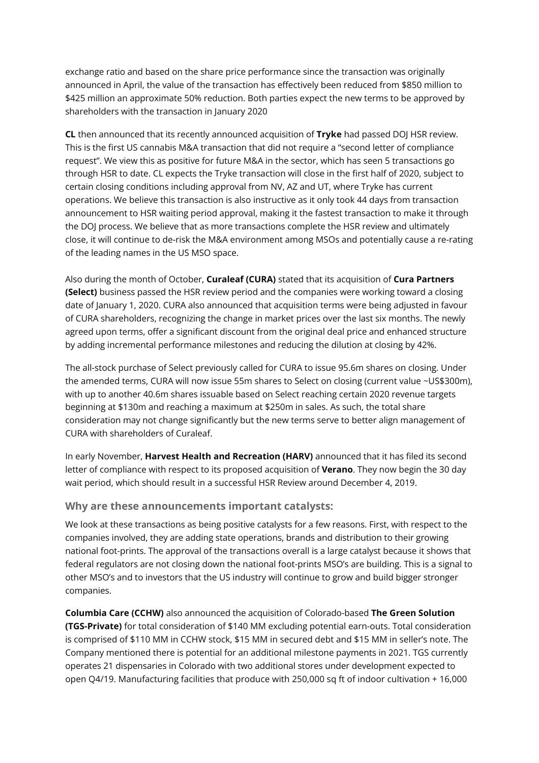exchange ratio and based on the share price performance since the transaction was originally announced in April, the value of the transaction has effectively been reduced from $850 million to $425 million an approximate 50% reduction. Both parties expect the new terms to be approved by shareholders with the transaction in January 2020

**CL** then announced that its recently announced acquisition of **Tryke** had passed DOJ HSR review. This is the first US cannabis M&A transaction that did not require a "second letter of compliance request". We view this as positive for future M&A in the sector, which has seen 5 transactions go through HSR to date. CL expects the Tryke transaction will close in the first half of 2020, subject to certain closing conditions including approval from NV, AZ and UT, where Tryke has current operations. We believe this transaction is also instructive as it only took 44 days from transaction announcement to HSR waiting period approval, making it the fastest transaction to make it through the DOJ process. We believe that as more transactions complete the HSR review and ultimately close, it will continue to de-risk the M&A environment among MSOs and potentially cause a re-rating of the leading names in the US MSO space.

Also during the month of October, **Curaleaf (CURA)** stated that its acquisition of **Cura Partners (Select)** business passed the HSR review period and the companies were working toward a closing date of January 1, 2020. CURA also announced that acquisition terms were being adjusted in favour of CURA shareholders, recognizing the change in market prices over the last six months. The newly agreed upon terms, offer a significant discount from the original deal price and enhanced structure by adding incremental performance milestones and reducing the dilution at closing by 42%.

The all-stock purchase of Select previously called for CURA to issue 95.6m shares on closing. Under the amended terms, CURA will now issue 55m shares to Select on closing (current value ~US$300m), with up to another 40.6m shares issuable based on Select reaching certain 2020 revenue targets beginning at $130m and reaching a maximum at $250m in sales. As such, the total share consideration may not change significantly but the new terms serve to better align management of CURA with shareholders of Curaleaf.

In early November, **Harvest Health and Recreation (HARV)** announced that it has filed its second letter of compliance with respect to its proposed acquisition of **Verano**. They now begin the 30 day wait period, which should result in a successful HSR Review around December 4, 2019.

### Why are these announcements important catalysts:

We look at these transactions as being positive catalysts for a few reasons. First, with respect to the companies involved, they are adding state operations, brands and distribution to their growing national foot-prints. The approval of the transactions overall is a large catalyst because it shows that federal regulators are not closing down the national foot-prints MSO's are building. This is a signal to other MSO's and to investors that the US industry will continue to grow and build bigger stronger companies.

**Columbia Care (CCHW)** also announced the acquisition of Colorado-based **The Green Solution (TGS-Private)** for total consideration of $140 MM excluding potential earn-outs. Total consideration is comprised of $110 MM in CCHW stock, $15 MM in secured debt and $15 MM in seller's note. The Company mentioned there is potential for an additional milestone payments in 2021. TGS currently operates 21 dispensaries in Colorado with two additional stores under development expected to open Q4/19. Manufacturing facilities that produce with 250,000 sq ft of indoor cultivation + 16,000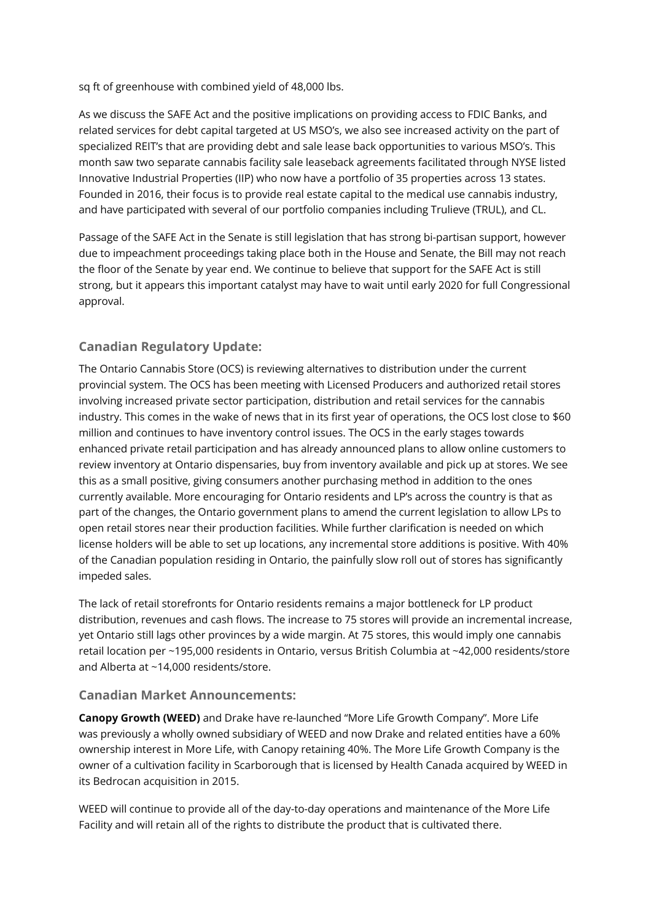sq ft of greenhouse with combined yield of 48,000 lbs.

As we discuss the SAFE Act and the positive implications on providing access to FDIC Banks, and related services for debt capital targeted at US MSO's, we also see increased activity on the part of specialized REIT's that are providing debt and sale lease back opportunities to various MSO's. This month saw two separate cannabis facility sale leaseback agreements facilitated through NYSE listed Innovative Industrial Properties (IIP) who now have a portfolio of 35 properties across 13 states. Founded in 2016, their focus is to provide real estate capital to the medical use cannabis industry, and have participated with several of our portfolio companies including Trulieve (TRUL), and CL.

Passage of the SAFE Act in the Senate is still legislation that has strong bi-partisan support, however due to impeachment proceedings taking place both in the House and Senate, the Bill may not reach the floor of the Senate by year end. We continue to believe that support for the SAFE Act is still strong, but it appears this important catalyst may have to wait until early 2020 for full Congressional approval.

### Canadian Regulatory Update:

The Ontario Cannabis Store (OCS) is reviewing alternatives to distribution under the current provincial system. The OCS has been meeting with Licensed Producers and authorized retail stores involving increased private sector participation, distribution and retail services for the cannabis industry. This comes in the wake of news that in its first year of operations, the OCS lost close to $60 million and continues to have inventory control issues. The OCS in the early stages towards enhanced private retail participation and has already announced plans to allow online customers to review inventory at Ontario dispensaries, buy from inventory available and pick up at stores. We see this as a small positive, giving consumers another purchasing method in addition to the ones currently available. More encouraging for Ontario residents and LP's across the country is that as part of the changes, the Ontario government plans to amend the current legislation to allow LPs to open retail stores near their production facilities. While further clarification is needed on which license holders will be able to set up locations, any incremental store additions is positive. With 40% of the Canadian population residing in Ontario, the painfully slow roll out of stores has significantly impeded sales.

The lack of retail storefronts for Ontario residents remains a major bottleneck for LP product distribution, revenues and cash flows. The increase to 75 stores will provide an incremental increase, yet Ontario still lags other provinces by a wide margin. At 75 stores, this would imply one cannabis retail location per ~195,000 residents in Ontario, versus British Columbia at ~42,000 residents/store and Alberta at ~14,000 residents/store.

### Canadian Market Announcements:

**Canopy Growth (WEED)** and Drake have re-launched "More Life Growth Company". More Life was previously a wholly owned subsidiary of WEED and now Drake and related entities have a 60% ownership interest in More Life, with Canopy retaining 40%. The More Life Growth Company is the owner of a cultivation facility in Scarborough that is licensed by Health Canada acquired by WEED in its Bedrocan acquisition in 2015.

WEED will continue to provide all of the day-to-day operations and maintenance of the More Life Facility and will retain all of the rights to distribute the product that is cultivated there.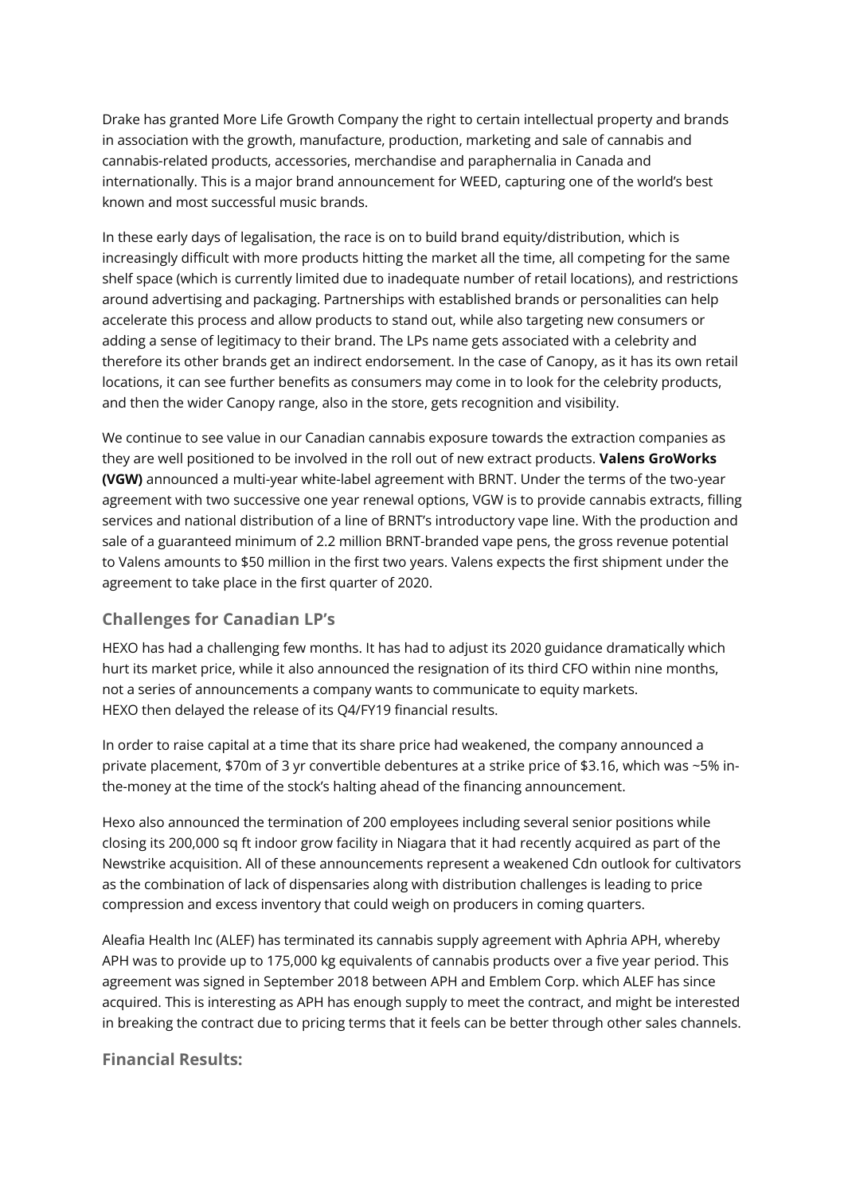Drake has granted More Life Growth Company the right to certain intellectual property and brands in association with the growth, manufacture, production, marketing and sale of cannabis and cannabis-related products, accessories, merchandise and paraphernalia in Canada and internationally. This is a major brand announcement for WEED, capturing one of the world's best known and most successful music brands.

In these early days of legalisation, the race is on to build brand equity/distribution, which is increasingly difficult with more products hitting the market all the time, all competing for the same shelf space (which is currently limited due to inadequate number of retail locations), and restrictions around advertising and packaging. Partnerships with established brands or personalities can help accelerate this process and allow products to stand out, while also targeting new consumers or adding a sense of legitimacy to their brand. The LPs name gets associated with a celebrity and therefore its other brands get an indirect endorsement. In the case of Canopy, as it has its own retail locations, it can see further benefits as consumers may come in to look for the celebrity products, and then the wider Canopy range, also in the store, gets recognition and visibility.

We continue to see value in our Canadian cannabis exposure towards the extraction companies as they are well positioned to be involved in the roll out of new extract products. **Valens GroWorks (VGW)** announced a multi-year white-label agreement with BRNT. Under the terms of the two-year agreement with two successive one year renewal options, VGW is to provide cannabis extracts, filling services and national distribution of a line of BRNT's introductory vape line. With the production and sale of a guaranteed minimum of 2.2 million BRNT-branded vape pens, the gross revenue potential to Valens amounts to $50 million in the first two years. Valens expects the first shipment under the agreement to take place in the first quarter of 2020.

## Challenges for Canadian LP's

HEXO has had a challenging few months. It has had to adjust its 2020 guidance dramatically which hurt its market price, while it also announced the resignation of its third CFO within nine months, not a series of announcements a company wants to communicate to equity markets.
HEXO then delayed the release of its Q4/FY19 financial results.

In order to raise capital at a time that its share price had weakened, the company announced a private placement, $70m of 3 yr convertible debentures at a strike price of $3.16, which was ~5% in-the-money at the time of the stock's halting ahead of the financing announcement.

Hexo also announced the termination of 200 employees including several senior positions while closing its 200,000 sq ft indoor grow facility in Niagara that it had recently acquired as part of the Newstrike acquisition. All of these announcements represent a weakened Cdn outlook for cultivators as the combination of lack of dispensaries along with distribution challenges is leading to price compression and excess inventory that could weigh on producers in coming quarters.

Aleafia Health Inc (ALEF) has terminated its cannabis supply agreement with Aphria APH, whereby APH was to provide up to 175,000 kg equivalents of cannabis products over a five year period. This agreement was signed in September 2018 between APH and Emblem Corp. which ALEF has since acquired. This is interesting as APH has enough supply to meet the contract, and might be interested in breaking the contract due to pricing terms that it feels can be better through other sales channels.

## Financial Results: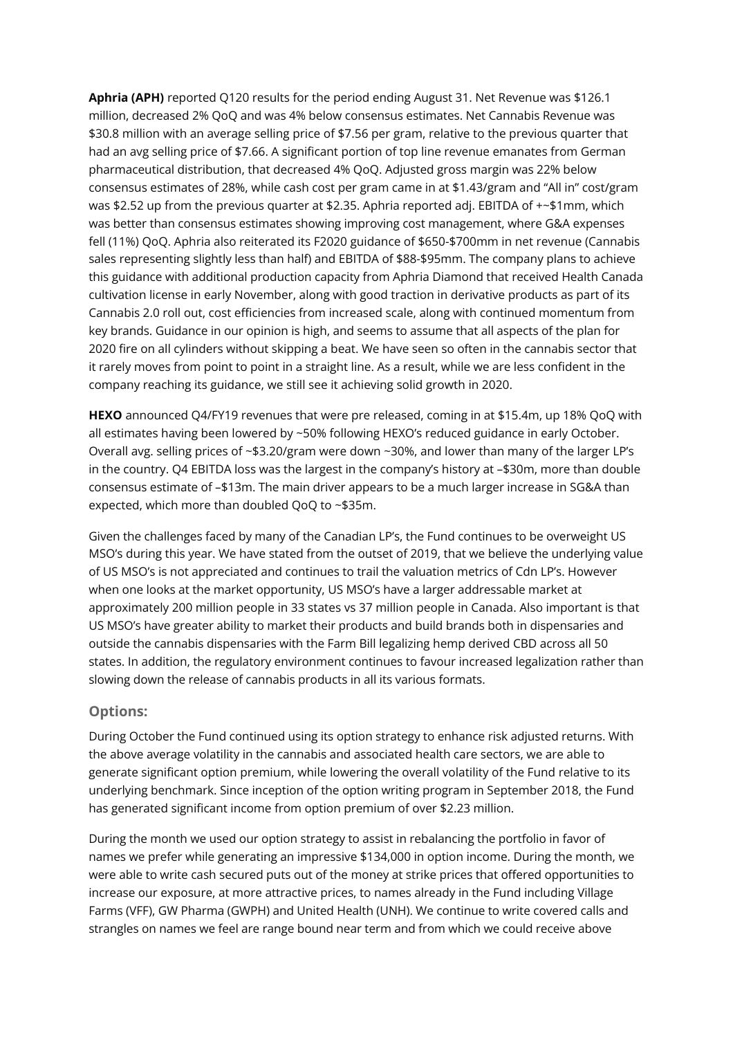**Aphria (APH)** reported Q120 results for the period ending August 31. Net Revenue was $126.1 million, decreased 2% QoQ and was 4% below consensus estimates. Net Cannabis Revenue was $30.8 million with an average selling price of $7.56 per gram, relative to the previous quarter that had an avg selling price of $7.66. A significant portion of top line revenue emanates from German pharmaceutical distribution, that decreased 4% QoQ. Adjusted gross margin was 22% below consensus estimates of 28%, while cash cost per gram came in at $1.43/gram and "All in" cost/gram was $2.52 up from the previous quarter at $2.35. Aphria reported adj. EBITDA of +~$1mm, which was better than consensus estimates showing improving cost management, where G&A expenses fell (11%) QoQ. Aphria also reiterated its F2020 guidance of $650-$700mm in net revenue (Cannabis sales representing slightly less than half) and EBITDA of $88-$95mm. The company plans to achieve this guidance with additional production capacity from Aphria Diamond that received Health Canada cultivation license in early November, along with good traction in derivative products as part of its Cannabis 2.0 roll out, cost efficiencies from increased scale, along with continued momentum from key brands. Guidance in our opinion is high, and seems to assume that all aspects of the plan for 2020 fire on all cylinders without skipping a beat. We have seen so often in the cannabis sector that it rarely moves from point to point in a straight line. As a result, while we are less confident in the company reaching its guidance, we still see it achieving solid growth in 2020.

**HEXO** announced Q4/FY19 revenues that were pre released, coming in at $15.4m, up 18% QoQ with all estimates having been lowered by ~50% following HEXO's reduced guidance in early October. Overall avg. selling prices of ~$3.20/gram were down ~30%, and lower than many of the larger LP's in the country. Q4 EBITDA loss was the largest in the company's history at –$30m, more than double consensus estimate of –$13m. The main driver appears to be a much larger increase in SG&A than expected, which more than doubled QoQ to ~$35m.

Given the challenges faced by many of the Canadian LP's, the Fund continues to be overweight US MSO's during this year. We have stated from the outset of 2019, that we believe the underlying value of US MSO's is not appreciated and continues to trail the valuation metrics of Cdn LP's. However when one looks at the market opportunity, US MSO's have a larger addressable market at approximately 200 million people in 33 states vs 37 million people in Canada. Also important is that US MSO's have greater ability to market their products and build brands both in dispensaries and outside the cannabis dispensaries with the Farm Bill legalizing hemp derived CBD across all 50 states. In addition, the regulatory environment continues to favour increased legalization rather than slowing down the release of cannabis products in all its various formats.

### Options:

During October the Fund continued using its option strategy to enhance risk adjusted returns. With the above average volatility in the cannabis and associated health care sectors, we are able to generate significant option premium, while lowering the overall volatility of the Fund relative to its underlying benchmark. Since inception of the option writing program in September 2018, the Fund has generated significant income from option premium of over $2.23 million.

During the month we used our option strategy to assist in rebalancing the portfolio in favor of names we prefer while generating an impressive $134,000 in option income. During the month, we were able to write cash secured puts out of the money at strike prices that offered opportunities to increase our exposure, at more attractive prices, to names already in the Fund including Village Farms (VFF), GW Pharma (GWPH) and United Health (UNH). We continue to write covered calls and strangles on names we feel are range bound near term and from which we could receive above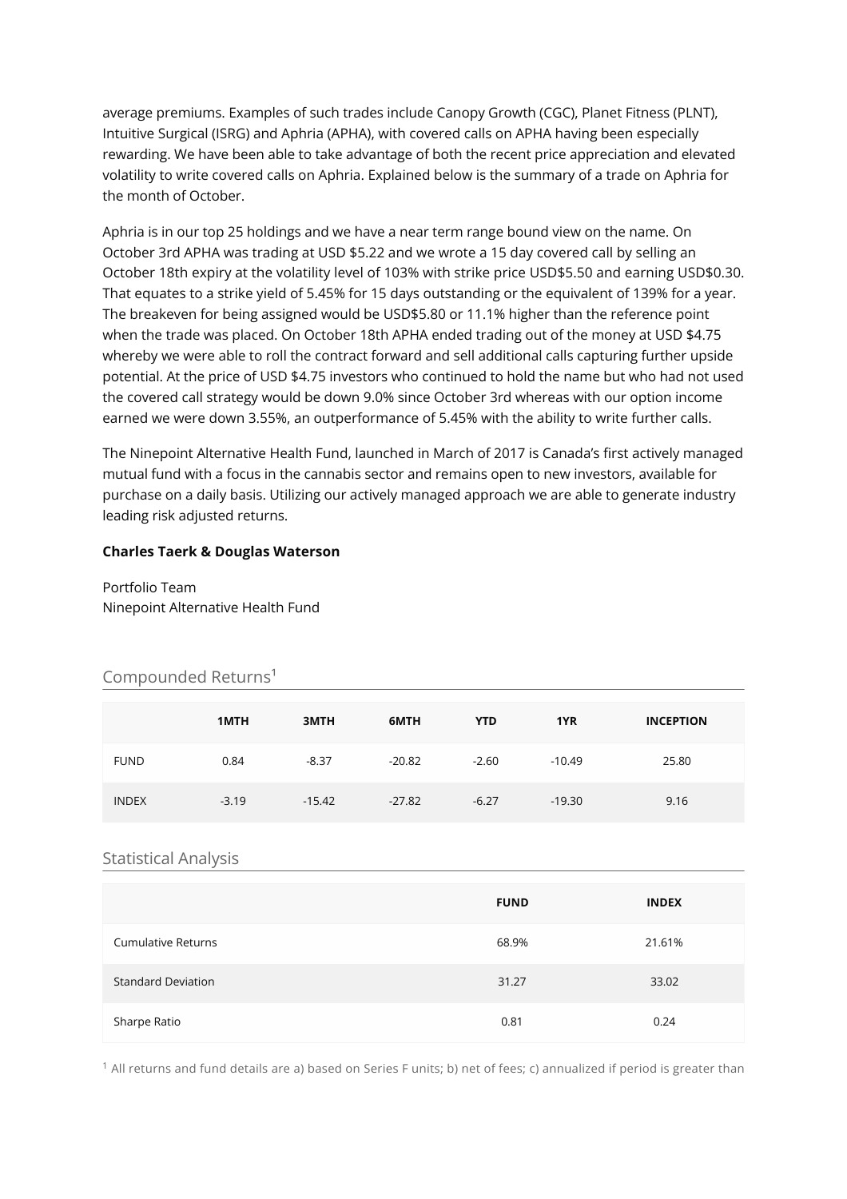average premiums. Examples of such trades include Canopy Growth (CGC), Planet Fitness (PLNT), Intuitive Surgical (ISRG) and Aphria (APHA), with covered calls on APHA having been especially rewarding. We have been able to take advantage of both the recent price appreciation and elevated volatility to write covered calls on Aphria. Explained below is the summary of a trade on Aphria for the month of October.

Aphria is in our top 25 holdings and we have a near term range bound view on the name. On October 3rd APHA was trading at USD $5.22 and we wrote a 15 day covered call by selling an October 18th expiry at the volatility level of 103% with strike price USD$5.50 and earning USD$0.30. That equates to a strike yield of 5.45% for 15 days outstanding or the equivalent of 139% for a year. The breakeven for being assigned would be USD$5.80 or 11.1% higher than the reference point when the trade was placed. On October 18th APHA ended trading out of the money at USD $4.75 whereby we were able to roll the contract forward and sell additional calls capturing further upside potential. At the price of USD $4.75 investors who continued to hold the name but who had not used the covered call strategy would be down 9.0% since October 3rd whereas with our option income earned we were down 3.55%, an outperformance of 5.45% with the ability to write further calls.

The Ninepoint Alternative Health Fund, launched in March of 2017 is Canada's first actively managed mutual fund with a focus in the cannabis sector and remains open to new investors, available for purchase on a daily basis. Utilizing our actively managed approach we are able to generate industry leading risk adjusted returns.

**Charles Taerk & Douglas Waterson**

Portfolio Team
Ninepoint Alternative Health Fund

## Compounded Returns[1]

| | 1MTH | 3MTH | 6MTH | YTD | 1YR | INCEPTION |
|---|---|---|---|---|---|---|
| FUND | 0.84 | -8.37 | -20.82 | -2.60 | -10.49 | 25.80 |
| INDEX | -3.19 | -15.42 | -27.82 | -6.27 | -19.30 | 9.16 |

## Statistical Analysis

| | FUND | INDEX |
|---|---|---|
| Cumulative Returns | 68.9% | 21.61% |
| Standard Deviation | 31.27 | 33.02 |
| Sharpe Ratio | 0.81 | 0.24 |

[1] All returns and fund details are a) based on Series F units; b) net of fees; c) annualized if period is greater than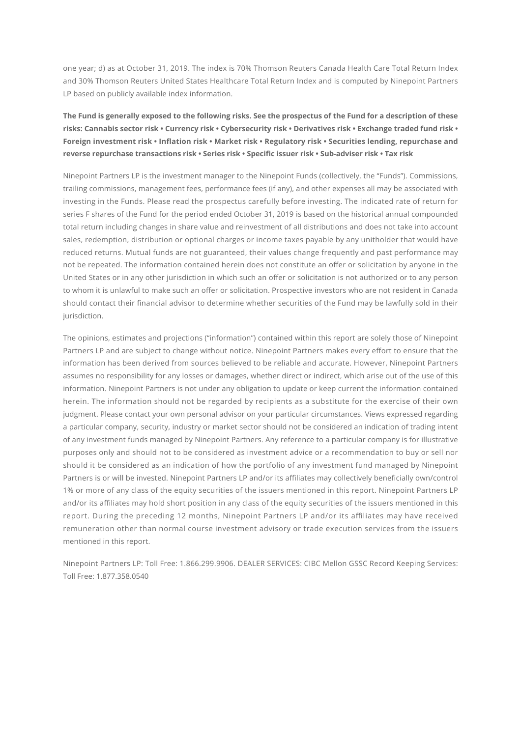one year; d) as at October 31, 2019. The index is 70% Thomson Reuters Canada Health Care Total Return Index and 30% Thomson Reuters United States Healthcare Total Return Index and is computed by Ninepoint Partners LP based on publicly available index information.

**The Fund is generally exposed to the following risks. See the prospectus of the Fund for a description of these risks: Cannabis sector risk • Currency risk • Cybersecurity risk • Derivatives risk • Exchange traded fund risk • Foreign investment risk • Inflation risk • Market risk • Regulatory risk • Securities lending, repurchase and reverse repurchase transactions risk • Series risk • Specific issuer risk • Sub-adviser risk • Tax risk**

Ninepoint Partners LP is the investment manager to the Ninepoint Funds (collectively, the "Funds"). Commissions, trailing commissions, management fees, performance fees (if any), and other expenses all may be associated with investing in the Funds. Please read the prospectus carefully before investing. The indicated rate of return for series F shares of the Fund for the period ended October 31, 2019 is based on the historical annual compounded total return including changes in share value and reinvestment of all distributions and does not take into account sales, redemption, distribution or optional charges or income taxes payable by any unitholder that would have reduced returns. Mutual funds are not guaranteed, their values change frequently and past performance may not be repeated. The information contained herein does not constitute an offer or solicitation by anyone in the United States or in any other jurisdiction in which such an offer or solicitation is not authorized or to any person to whom it is unlawful to make such an offer or solicitation. Prospective investors who are not resident in Canada should contact their financial advisor to determine whether securities of the Fund may be lawfully sold in their jurisdiction.

The opinions, estimates and projections ("information") contained within this report are solely those of Ninepoint Partners LP and are subject to change without notice. Ninepoint Partners makes every effort to ensure that the information has been derived from sources believed to be reliable and accurate. However, Ninepoint Partners assumes no responsibility for any losses or damages, whether direct or indirect, which arise out of the use of this information. Ninepoint Partners is not under any obligation to update or keep current the information contained herein. The information should not be regarded by recipients as a substitute for the exercise of their own judgment. Please contact your own personal advisor on your particular circumstances. Views expressed regarding a particular company, security, industry or market sector should not be considered an indication of trading intent of any investment funds managed by Ninepoint Partners. Any reference to a particular company is for illustrative purposes only and should not to be considered as investment advice or a recommendation to buy or sell nor should it be considered as an indication of how the portfolio of any investment fund managed by Ninepoint Partners is or will be invested. Ninepoint Partners LP and/or its affiliates may collectively beneficially own/control 1% or more of any class of the equity securities of the issuers mentioned in this report. Ninepoint Partners LP and/or its affiliates may hold short position in any class of the equity securities of the issuers mentioned in this report. During the preceding 12 months, Ninepoint Partners LP and/or its affiliates may have received remuneration other than normal course investment advisory or trade execution services from the issuers mentioned in this report.

Ninepoint Partners LP: Toll Free: 1.866.299.9906. DEALER SERVICES: CIBC Mellon GSSC Record Keeping Services: Toll Free: 1.877.358.0540